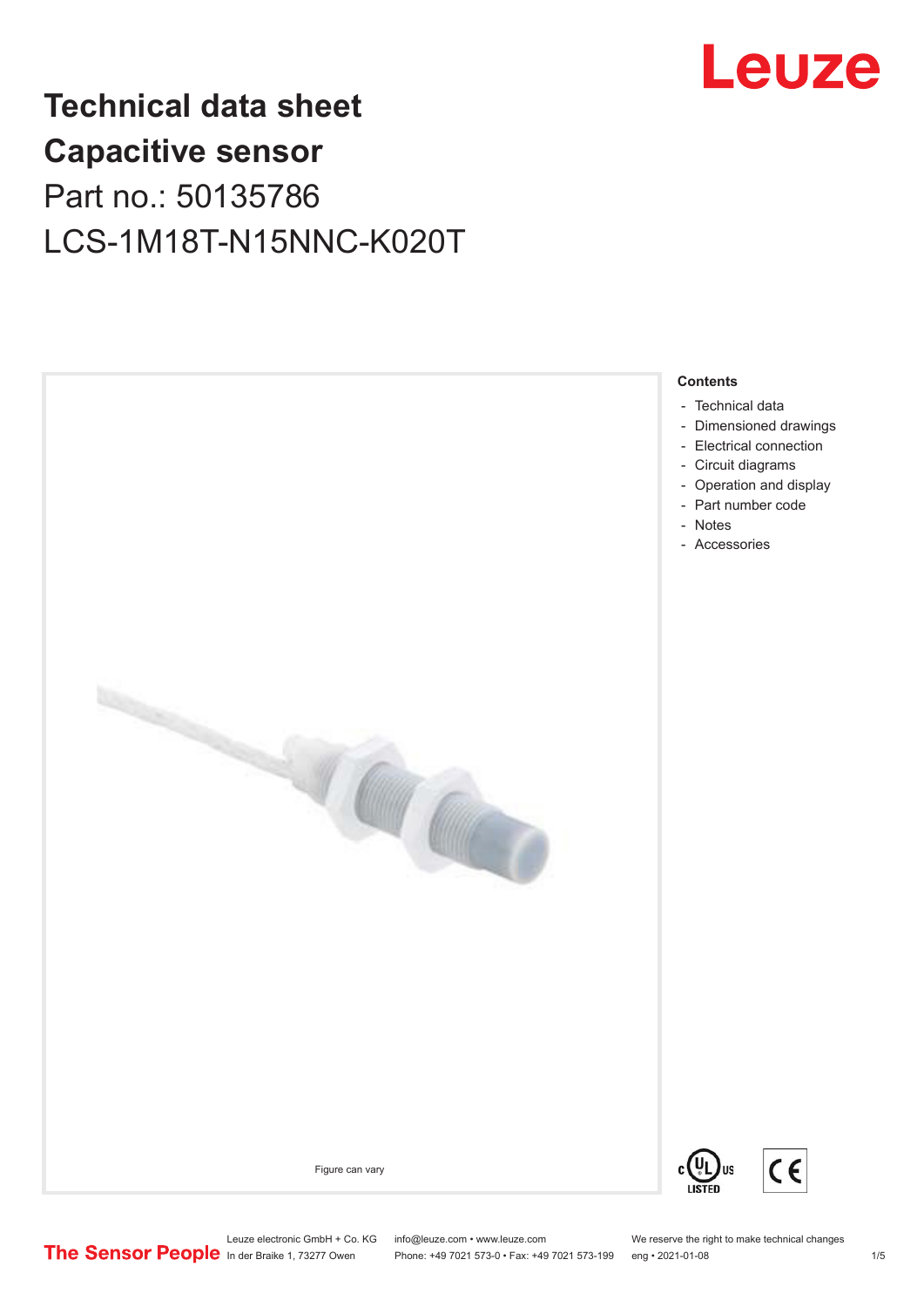# Technical data sheet
# Capacitive sensor

Part no.: 50135786

LCS-1M18T-N15NNC-K020T

Figure can vary

### Contents

- Technical data
- Dimensioned drawings
- Electrical connection
- Circuit diagrams
- Operation and display
- Part number code
- Notes
- Accessories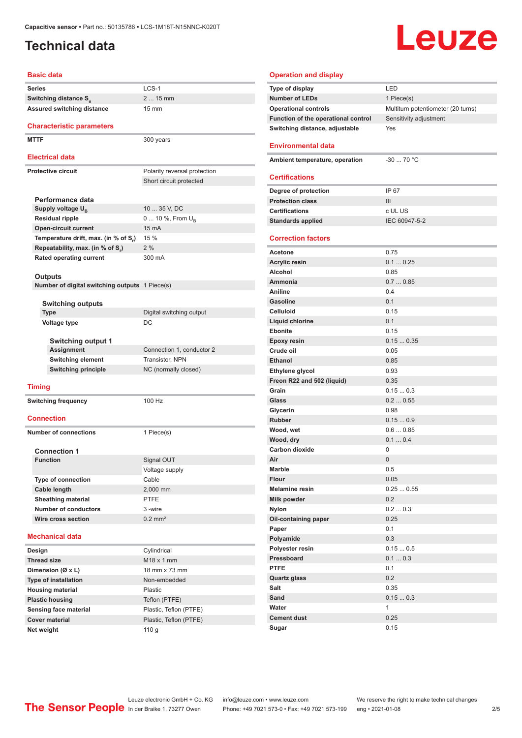Capacitive sensor • Part no.: 50135786 • LCS-1M18T-N15NNC-K020T

# Technical data

## Basic data

| | |
|---|---|
| Series | LCS-1 |
| Switching distance $S_n$ | 2 ... 15 mm |
| Assured switching distance | 15 mm |

## Characteristic parameters

| | |
|---|---|
| MTTF | 300 years |

## Electrical data

| | |
|---|---|
| Protective circuit | Polarity reversal protection |
| | Short circuit protected |

### Performance data

| | |
|---|---|
| Supply voltage $U_B$ | 10 ... 35 V, DC |
| Residual ripple | 0 ... 10 %, From $U_B$ |
| Open-circuit current | 15 mA |
| Temperature drift, max. (in % of $S_r$) | 15 % |
| Repeatability, max. (in % of $S_r$) | 2 % |
| Rated operating current | 300 mA |

### Outputs

| | |
|---|---|
| Number of digital switching outputs | 1 Piece(s) |

### Switching outputs

| | |
|---|---|
| Type | Digital switching output |
| Voltage type | DC |

### Switching output 1

| | |
|---|---|
| Assignment | Connection 1, conductor 2 |
| Switching element | Transistor, NPN |
| Switching principle | NC (normally closed) |

## Timing

| | |
|---|---|
| Switching frequency | 100 Hz |

## Connection

| | |
|---|---|
| Number of connections | 1 Piece(s) |

### Connection 1

| | |
|---|---|
| Function | Signal OUT |
| | Voltage supply |
| Type of connection | Cable |
| Cable length | 2,000 mm |
| Sheathing material | PTFE |
| Number of conductors | 3 -wire |
| Wire cross section | 0.2 mm² |

## Mechanical data

| | |
|---|---|
| Design | Cylindrical |
| Thread size | M18 x 1 mm |
| Dimension (Ø x L) | 18 mm x 73 mm |
| Type of installation | Non-embedded |
| Housing material | Plastic |
| Plastic housing | Teflon (PTFE) |
| Sensing face material | Plastic, Teflon (PTFE) |
| Cover material | Plastic, Teflon (PTFE) |
| Net weight | 110 g |

## Operation and display

| | |
|---|---|
| Type of display | LED |
| Number of LEDs | 1 Piece(s) |
| Operational controls | Multiturn potentiometer (20 turns) |
| Function of the operational control | Sensitivity adjustment |
| Switching distance, adjustable | Yes |

## Environmental data

| | |
|---|---|
| Ambient temperature, operation | -30 ... 70 °C |

## Certifications

| | |
|---|---|
| Degree of protection | IP 67 |
| Protection class | III |
| Certifications | c UL US |
| Standards applied | IEC 60947-5-2 |

## Correction factors

| | |
|---|---|
| Acetone | 0.75 |
| Acrylic resin | 0.1 ... 0.25 |
| Alcohol | 0.85 |
| Ammonia | 0.7 ... 0.85 |
| Aniline | 0.4 |
| Gasoline | 0.1 |
| Celluloid | 0.15 |
| Liquid chlorine | 0.1 |
| Ebonite | 0.15 |
| Epoxy resin | 0.15 ... 0.35 |
| Crude oil | 0.05 |
| Ethanol | 0.85 |
| Ethylene glycol | 0.93 |
| Freon R22 and 502 (liquid) | 0.35 |
| Grain | 0.15 ... 0.3 |
| Glass | 0.2 ... 0.55 |
| Glycerin | 0.98 |
| Rubber | 0.15 ... 0.9 |
| Wood, wet | 0.6 ... 0.85 |
| Wood, dry | 0.1 ... 0.4 |
| Carbon dioxide | 0 |
| Air | 0 |
| Marble | 0.5 |
| Flour | 0.05 |
| Melamine resin | 0.25 ... 0.55 |
| Milk powder | 0.2 |
| Nylon | 0.2 ... 0.3 |
| Oil-containing paper | 0.25 |
| Paper | 0.1 |
| Polyamide | 0.3 |
| Polyester resin | 0.15 ... 0.5 |
| Pressboard | 0.1 ... 0.3 |
| PTFE | 0.1 |
| Quartz glass | 0.2 |
| Salt | 0.35 |
| Sand | 0.15 ... 0.3 |
| Water | 1 |
| Cement dust | 0.25 |
| Sugar | 0.15 |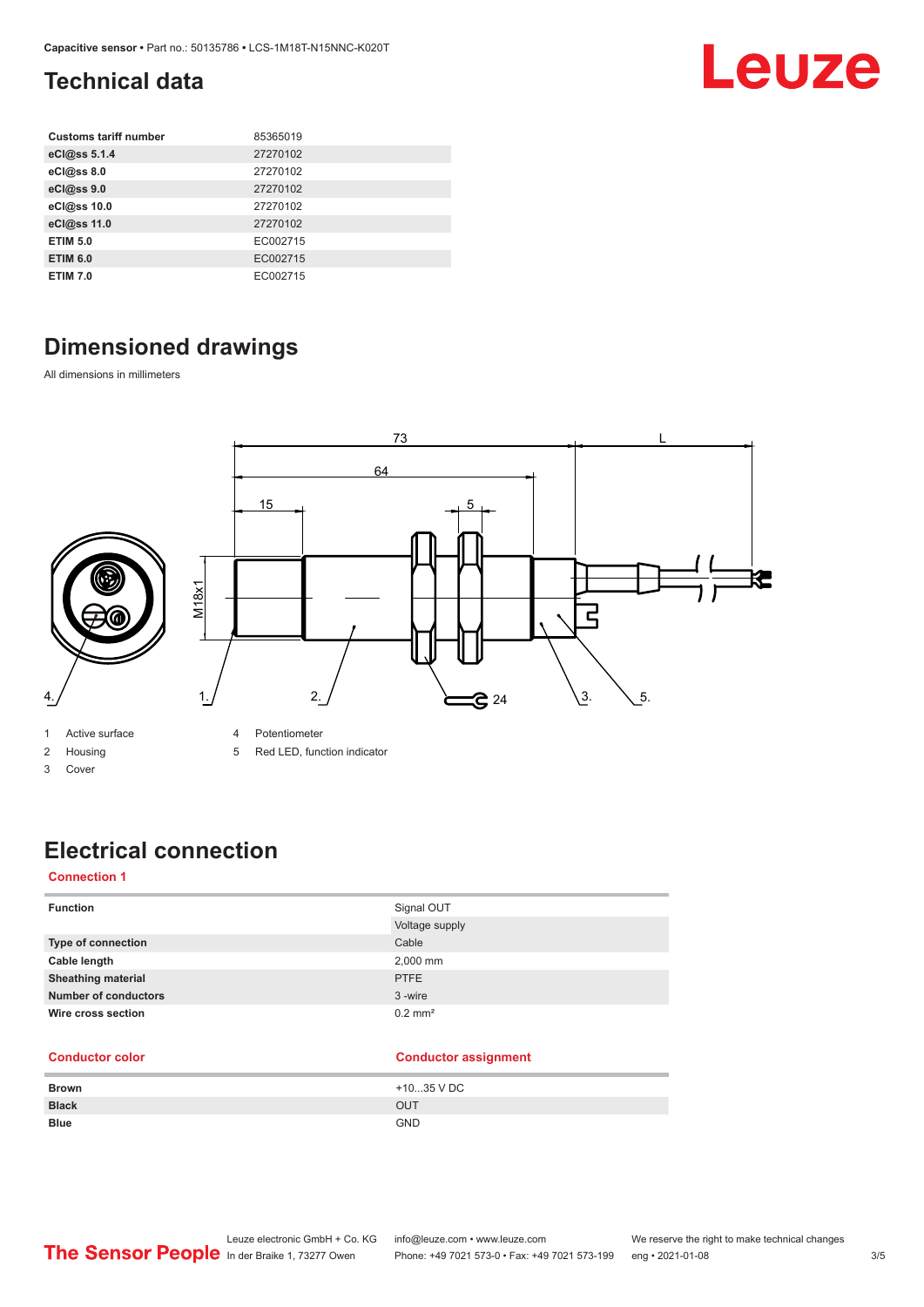## Technical data

| | |
|---|---|
| **Customs tariff number** | 85365019 |
| **eCl@ss 5.1.4** | 27270102 |
| **eCl@ss 8.0** | 27270102 |
| **eCl@ss 9.0** | 27270102 |
| **eCl@ss 10.0** | 27270102 |
| **eCl@ss 11.0** | 27270102 |
| **ETIM 5.0** | EC002715 |
| **ETIM 6.0** | EC002715 |
| **ETIM 7.0** | EC002715 |

## Dimensioned drawings

All dimensions in millimeters

1 Active surface
2 Housing
3 Cover
4 Potentiometer
5 Red LED, function indicator

## Electrical connection

### Connection 1

| | |
|---|---|
| **Function** | Signal OUT<br>Voltage supply |
| **Type of connection** | Cable |
| **Cable length** | 2,000 mm |
| **Sheathing material** | PTFE |
| **Number of conductors** | 3 -wire |
| **Wire cross section** | 0.2 mm² |

| Conductor color | Conductor assignment |
|---|---|
| **Brown** | +10...35 V DC |
| **Black** | OUT |
| **Blue** | GND |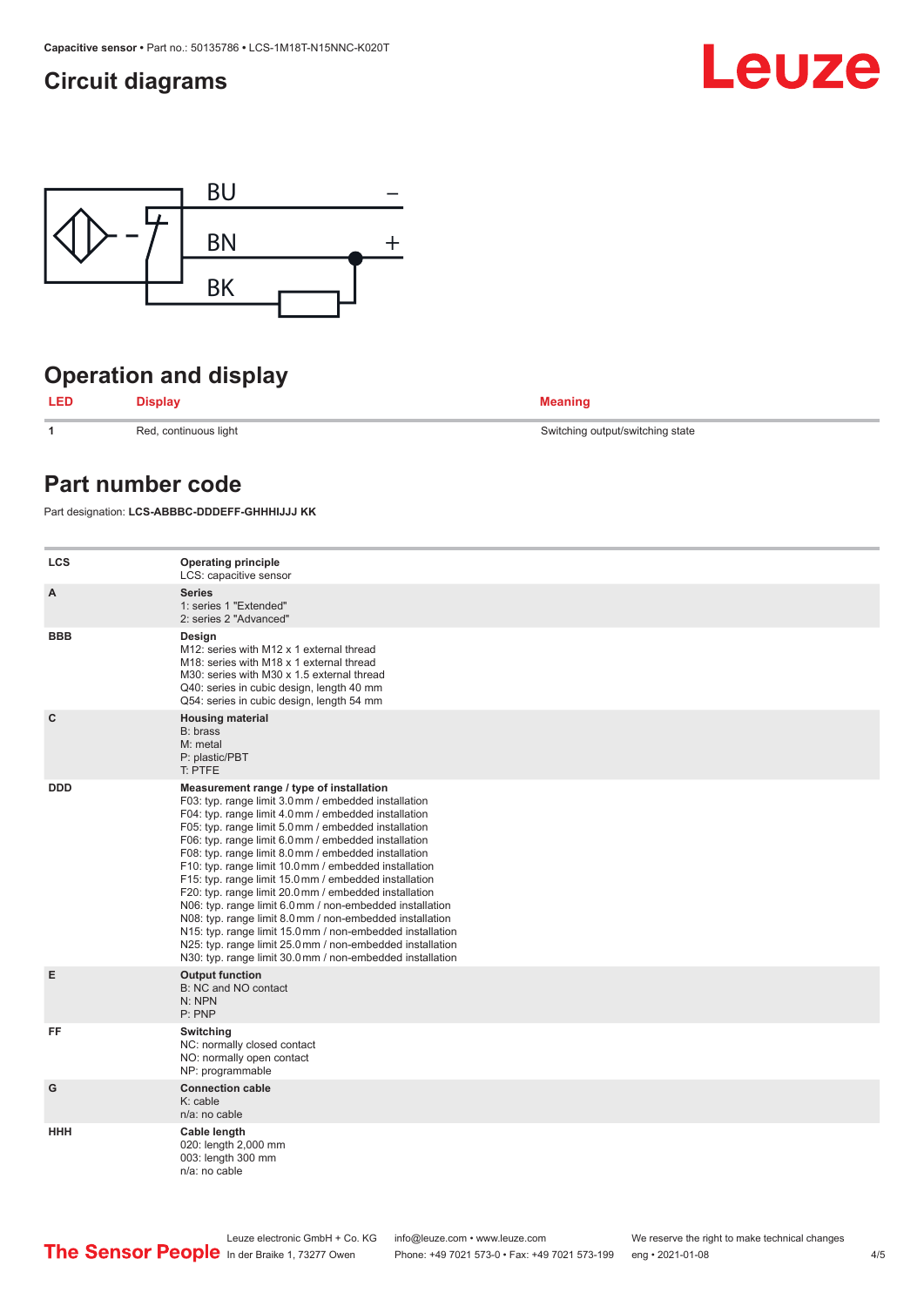## Circuit diagrams

BU –

BN +

BK

## Operation and display

| LED | Display | Meaning |
|---|---|---|
| 1 | Red, continuous light | Switching output/switching state |

## Part number code

Part designation: **LCS-ABBBC-DDDEFF-GHHHIJJJ KK**

| | |
|---|---|
| **LCS** | **Operating principle**<br>LCS: capacitive sensor |
| **A** | **Series**<br>1: series 1 "Extended"<br>2: series 2 "Advanced" |
| **BBB** | **Design**<br>M12: series with M12 x 1 external thread<br>M18: series with M18 x 1 external thread<br>M30: series with M30 x 1.5 external thread<br>Q40: series in cubic design, length 40 mm<br>Q54: series in cubic design, length 54 mm |
| **C** | **Housing material**<br>B: brass<br>M: metal<br>P: plastic/PBT<br>T: PTFE |
| **DDD** | **Measurement range / type of installation**<br>F03: typ. range limit 3.0 mm / embedded installation<br>F04: typ. range limit 4.0 mm / embedded installation<br>F05: typ. range limit 5.0 mm / embedded installation<br>F06: typ. range limit 6.0 mm / embedded installation<br>F08: typ. range limit 8.0 mm / embedded installation<br>F10: typ. range limit 10.0 mm / embedded installation<br>F15: typ. range limit 15.0 mm / embedded installation<br>F20: typ. range limit 20.0 mm / embedded installation<br>N06: typ. range limit 6.0 mm / non-embedded installation<br>N08: typ. range limit 8.0 mm / non-embedded installation<br>N15: typ. range limit 15.0 mm / non-embedded installation<br>N25: typ. range limit 25.0 mm / non-embedded installation<br>N30: typ. range limit 30.0 mm / non-embedded installation |
| **E** | **Output function**<br>B: NC and NO contact<br>N: NPN<br>P: PNP |
| **FF** | **Switching**<br>NC: normally closed contact<br>NO: normally open contact<br>NP: programmable |
| **G** | **Connection cable**<br>K: cable<br>n/a: no cable |
| **HHH** | **Cable length**<br>020: length 2,000 mm<br>003: length 300 mm<br>n/a: no cable |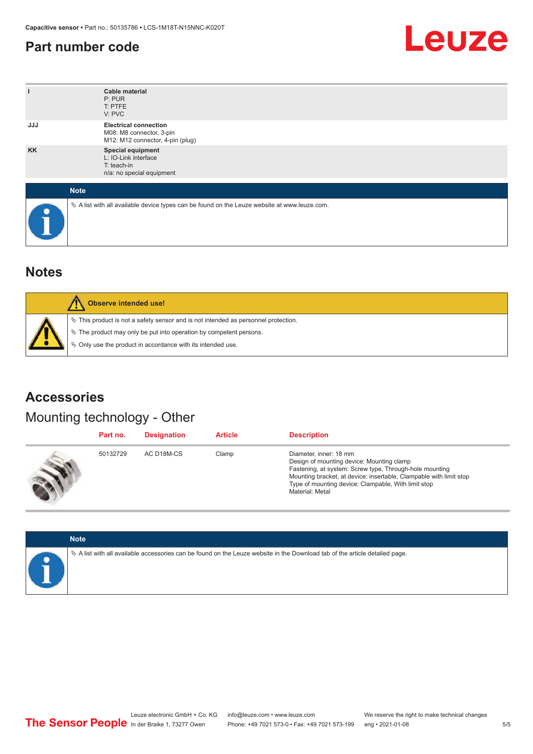## Part number code

| | |
|---|---|
| I | **Cable material**<br>P: PUR<br>T: PTFE<br>V: PVC |
| JJJ | **Electrical connection**<br>M08: M8 connector, 3-pin<br>M12: M12 connector, 4-pin (plug) |
| KK | **Special equipment**<br>L: IO-Link interface<br>T: teach-in<br>n/a: no special equipment |

**Note**

↳ A list with all available device types can be found on the Leuze website at www.leuze.com.

## Notes

**Observe intended use!**

↳ This product is not a safety sensor and is not intended as personnel protection.

↳ The product may only be put into operation by competent persons.

↳ Only use the product in accordance with its intended use.

## Accessories

### Mounting technology - Other

| Part no. | Designation | Article | Description |
|---|---|---|---|
| 50132729 | AC D18M-CS | Clamp | Diameter, inner: 18 mm<br>Design of mounting device: Mounting clamp<br>Fastening, at system: Screw type, Through-hole mounting<br>Mounting bracket, at device: insertable, Clampable with limit stop<br>Type of mounting device: Clampable, With limit stop<br>Material: Metal |

**Note**

↳ A list with all available accessories can be found on the Leuze website in the Download tab of the article detailed page.